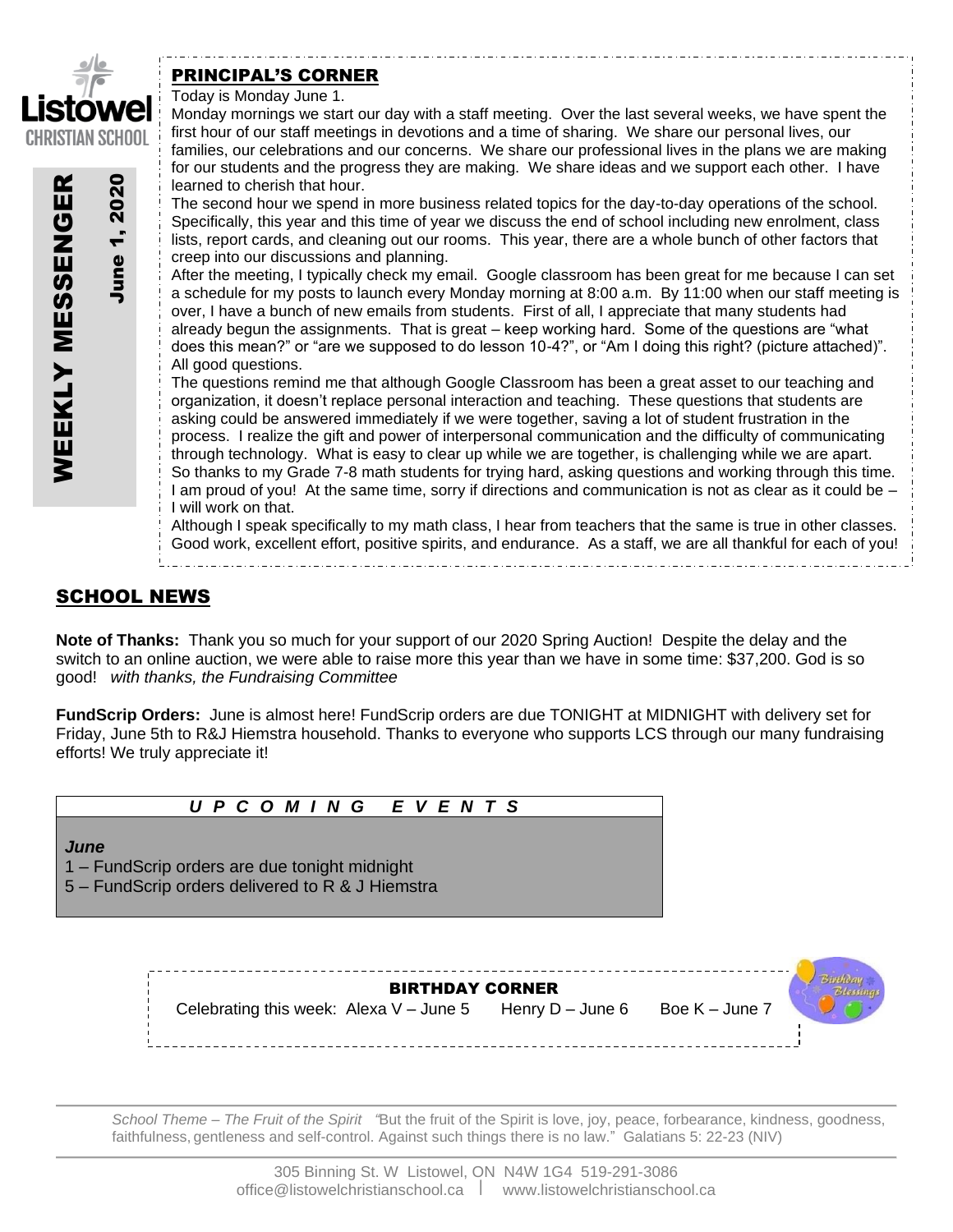Listowel Christian School

# WEEKLY MESSENGER

**June 1, 2020**

## PRINCIPAL'S CORNER

Today is Monday June 1.

Monday mornings we start our day with a staff meeting. Over the last several weeks, we have spent the first hour of our staff meetings in devotions and a time of sharing. We share our personal lives, our families, our celebrations and our concerns. We share our professional lives in the plans we are making for our students and the progress they are making. We share ideas and we support each other. I have learned to cherish that hour.

The second hour we spend in more business related topics for the day-to-day operations of the school. Specifically, this year and this time of year we discuss the end of school including new enrolment, class lists, report cards, and cleaning out our rooms. This year, there are a whole bunch of other factors that creep into our discussions and planning.

After the meeting, I typically check my email. Google classroom has been great for me because I can set a schedule for my posts to launch every Monday morning at 8:00 a.m. By 11:00 when our staff meeting is over, I have a bunch of new emails from students. First of all, I appreciate that many students had already begun the assignments. That is great – keep working hard. Some of the questions are "what does this mean?" or "are we supposed to do lesson 10-4?", or "Am I doing this right? (picture attached)". All good questions.

The questions remind me that although Google Classroom has been a great asset to our teaching and organization, it doesn't replace personal interaction and teaching. These questions that students are asking could be answered immediately if we were together, saving a lot of student frustration in the process. I realize the gift and power of interpersonal communication and the difficulty of communicating through technology. What is easy to clear up while we are together, is challenging while we are apart. So thanks to my Grade 7-8 math students for trying hard, asking questions and working through this time. I am proud of you! At the same time, sorry if directions and communication is not as clear as it could be – I will work on that.

Although I speak specifically to my math class, I hear from teachers that the same is true in other classes. Good work, excellent effort, positive spirits, and endurance. As a staff, we are all thankful for each of you!

## SCHOOL NEWS

**Note of Thanks:** Thank you so much for your support of our 2020 Spring Auction! Despite the delay and the switch to an online auction, we were able to raise more this year than we have in some time: $37,200. God is so good! *with thanks, the Fundraising Committee*

**FundScrip Orders:** June is almost here! FundScrip orders are due TONIGHT at MIDNIGHT with delivery set for Friday, June 5th to R&J Hiemstra household. Thanks to everyone who supports LCS through our many fundraising efforts! We truly appreciate it!

### *U P C O M I N G   E V E N T S*

***June***

1 – FundScrip orders are due tonight midnight
5 – FundScrip orders delivered to R & J Hiemstra

### BIRTHDAY CORNER

Celebrating this week: Alexa V – June 5   Henry D – June 6   Boe K – June 7

*School Theme – The Fruit of the Spirit "But the fruit of the Spirit is love, joy, peace, forbearance, kindness, goodness, faithfulness, gentleness and self-control. Against such things there is no law." Galatians 5: 22-23 (NIV)*

305 Binning St. W Listowel, ON N4W 1G4 519-291-3086
office@listowelchristianschool.ca | www.listowelchristianschool.ca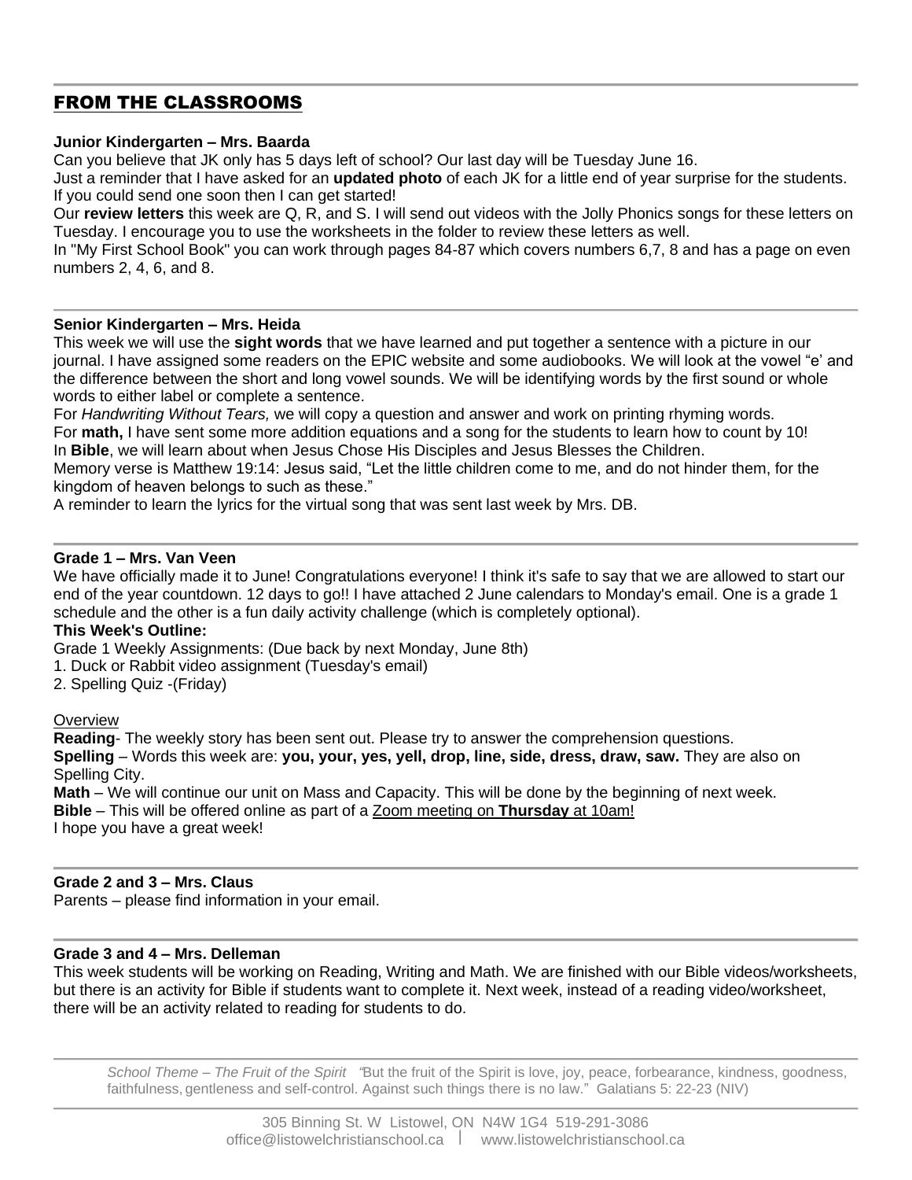## FROM THE CLASSROOMS

**Junior Kindergarten – Mrs. Baarda**

Can you believe that JK only has 5 days left of school? Our last day will be Tuesday June 16.
Just a reminder that I have asked for an **updated photo** of each JK for a little end of year surprise for the students. If you could send one soon then I can get started!
Our **review letters** this week are Q, R, and S. I will send out videos with the Jolly Phonics songs for these letters on Tuesday. I encourage you to use the worksheets in the folder to review these letters as well.
In "My First School Book" you can work through pages 84-87 which covers numbers 6,7, 8 and has a page on even numbers 2, 4, 6, and 8.

**Senior Kindergarten – Mrs. Heida**

This week we will use the **sight words** that we have learned and put together a sentence with a picture in our journal. I have assigned some readers on the EPIC website and some audiobooks. We will look at the vowel "e' and the difference between the short and long vowel sounds. We will be identifying words by the first sound or whole words to either label or complete a sentence.
For *Handwriting Without Tears,* we will copy a question and answer and work on printing rhyming words.
For **math,** I have sent some more addition equations and a song for the students to learn how to count by 10!
In **Bible**, we will learn about when Jesus Chose His Disciples and Jesus Blesses the Children.
Memory verse is Matthew 19:14: Jesus said, "Let the little children come to me, and do not hinder them, for the kingdom of heaven belongs to such as these."
A reminder to learn the lyrics for the virtual song that was sent last week by Mrs. DB.

**Grade 1 – Mrs. Van Veen**

We have officially made it to June! Congratulations everyone! I think it's safe to say that we are allowed to start our end of the year countdown. 12 days to go!! I have attached 2 June calendars to Monday's email. One is a grade 1 schedule and the other is a fun daily activity challenge (which is completely optional).

**This Week's Outline:**

Grade 1 Weekly Assignments: (Due back by next Monday, June 8th)

1. Duck or Rabbit video assignment (Tuesday's email)
2. Spelling Quiz -(Friday)

Overview

**Reading**- The weekly story has been sent out. Please try to answer the comprehension questions.
**Spelling** – Words this week are: **you, your, yes, yell, drop, line, side, dress, draw, saw.** They are also on Spelling City.
**Math** – We will continue our unit on Mass and Capacity. This will be done by the beginning of next week.
**Bible** – This will be offered online as part of a Zoom meeting on **Thursday** at 10am!
I hope you have a great week!

**Grade 2 and 3 – Mrs. Claus**

Parents – please find information in your email.

**Grade 3 and 4 – Mrs. Delleman**

This week students will be working on Reading, Writing and Math. We are finished with our Bible videos/worksheets, but there is an activity for Bible if students want to complete it. Next week, instead of a reading video/worksheet, there will be an activity related to reading for students to do.

*School Theme – The Fruit of the Spirit* "But the fruit of the Spirit is love, joy, peace, forbearance, kindness, goodness, faithfulness, gentleness and self-control. Against such things there is no law." Galatians 5: 22-23 (NIV)

305 Binning St. W Listowel, ON N4W 1G4 519-291-3086
office@listowelchristianschool.ca | www.listowelchristianschool.ca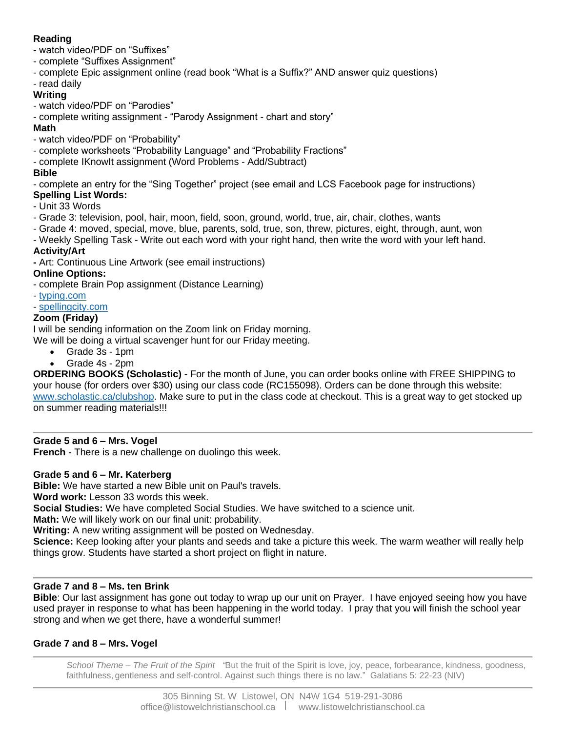**Reading**

- watch video/PDF on “Suffixes”
- complete “Suffixes Assignment”
- complete Epic assignment online (read book “What is a Suffix?” AND answer quiz questions)
- read daily

**Writing**

- watch video/PDF on “Parodies”
- complete writing assignment - “Parody Assignment - chart and story”

**Math**

- watch video/PDF on “Probability”
- complete worksheets “Probability Language” and “Probability Fractions”
- complete IKnowIt assignment (Word Problems - Add/Subtract)

**Bible**

- complete an entry for the “Sing Together” project (see email and LCS Facebook page for instructions)

**Spelling List Words:**

- Unit 33 Words
- Grade 3: television, pool, hair, moon, field, soon, ground, world, true, air, chair, clothes, wants
- Grade 4: moved, special, move, blue, parents, sold, true, son, threw, pictures, eight, through, aunt, won
- Weekly Spelling Task - Write out each word with your right hand, then write the word with your left hand.

**Activity/Art**

- Art: Continuous Line Artwork (see email instructions)

**Online Options:**

- complete Brain Pop assignment (Distance Learning)
- typing.com
- spellingcity.com

**Zoom (Friday)**

I will be sending information on the Zoom link on Friday morning.
We will be doing a virtual scavenger hunt for our Friday meeting.

- Grade 3s - 1pm
- Grade 4s - 2pm

**ORDERING BOOKS (Scholastic)** - For the month of June, you can order books online with FREE SHIPPING to your house (for orders over $30) using our class code (RC155098). Orders can be done through this website: www.scholastic.ca/clubshop. Make sure to put in the class code at checkout. This is a great way to get stocked up on summer reading materials!!!

---

**Grade 5 and 6 – Mrs. Vogel**

**French** - There is a new challenge on duolingo this week.

**Grade 5 and 6 – Mr. Katerberg**

**Bible:** We have started a new Bible unit on Paul's travels.
**Word work:** Lesson 33 words this week.
**Social Studies:** We have completed Social Studies. We have switched to a science unit.
**Math:** We will likely work on our final unit: probability.
**Writing:** A new writing assignment will be posted on Wednesday.
**Science:** Keep looking after your plants and seeds and take a picture this week. The warm weather will really help things grow. Students have started a short project on flight in nature.

---

**Grade 7 and 8 – Ms. ten Brink**

**Bible**: Our last assignment has gone out today to wrap up our unit on Prayer. I have enjoyed seeing how you have used prayer in response to what has been happening in the world today. I pray that you will finish the school year strong and when we get there, have a wonderful summer!

**Grade 7 and 8 – Mrs. Vogel**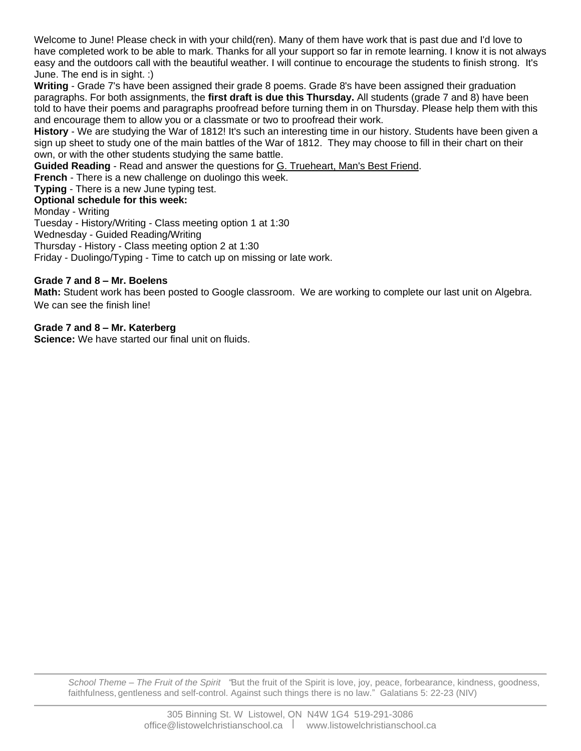Welcome to June! Please check in with your child(ren). Many of them have work that is past due and I'd love to have completed work to be able to mark. Thanks for all your support so far in remote learning. I know it is not always easy and the outdoors call with the beautiful weather. I will continue to encourage the students to finish strong. It's June. The end is in sight. :)

**Writing** - Grade 7's have been assigned their grade 8 poems. Grade 8's have been assigned their graduation paragraphs. For both assignments, the **first draft is due this Thursday.** All students (grade 7 and 8) have been told to have their poems and paragraphs proofread before turning them in on Thursday. Please help them with this and encourage them to allow you or a classmate or two to proofread their work.

**History** - We are studying the War of 1812! It's such an interesting time in our history. Students have been given a sign up sheet to study one of the main battles of the War of 1812. They may choose to fill in their chart on their own, or with the other students studying the same battle.

**Guided Reading** - Read and answer the questions for G. Trueheart, Man's Best Friend.

**French** - There is a new challenge on duolingo this week.

**Typing** - There is a new June typing test.

**Optional schedule for this week:**

Monday - Writing
Tuesday - History/Writing - Class meeting option 1 at 1:30
Wednesday - Guided Reading/Writing
Thursday - History - Class meeting option 2 at 1:30
Friday - Duolingo/Typing - Time to catch up on missing or late work.

**Grade 7 and 8 – Mr. Boelens**

**Math:** Student work has been posted to Google classroom. We are working to complete our last unit on Algebra. We can see the finish line!

**Grade 7 and 8 – Mr. Katerberg**

**Science:** We have started our final unit on fluids.